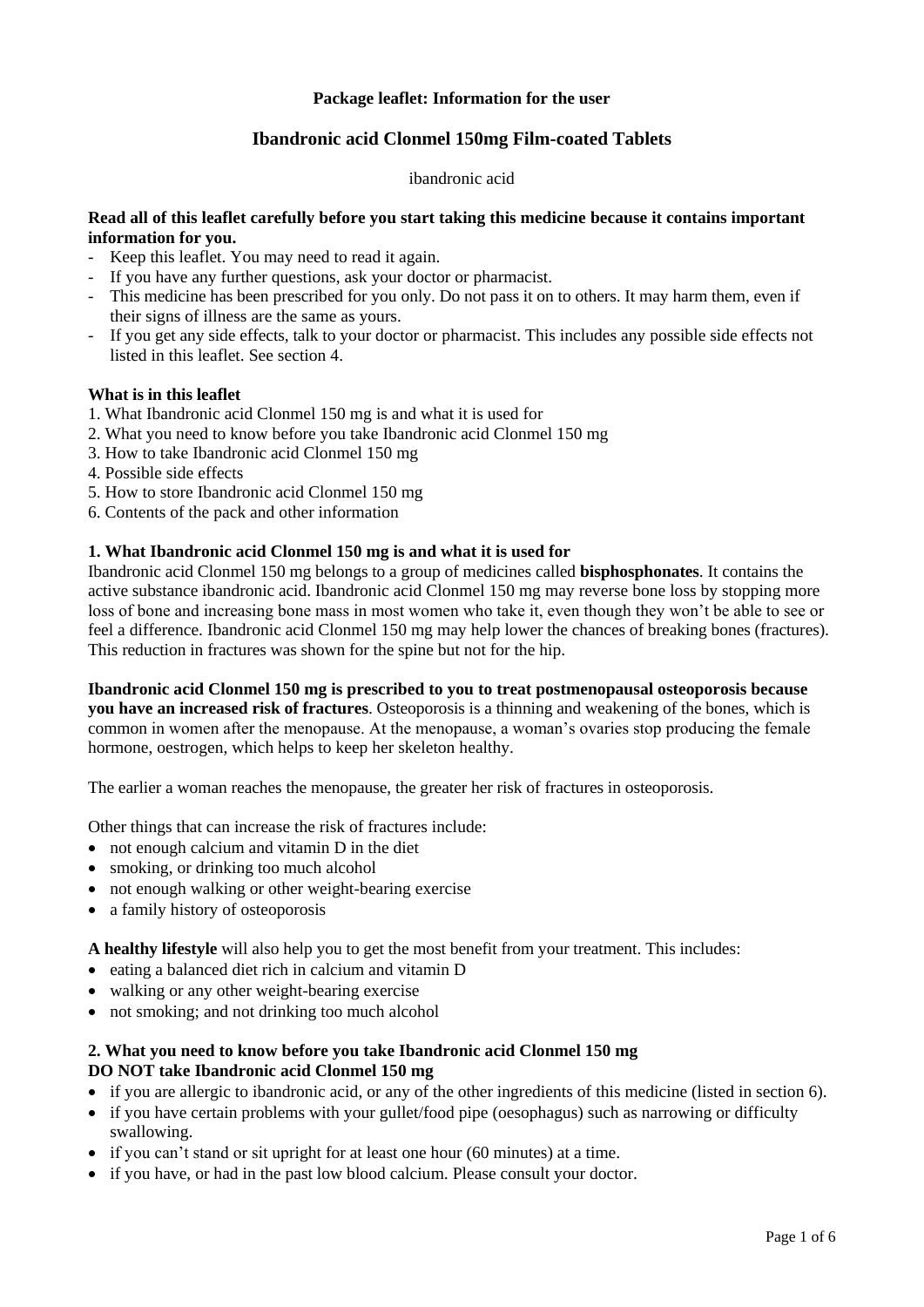**Package leaflet: Information for the user**

# Ibandronic acid Clonmel 150mg Film-coated Tablets

ibandronic acid

**Read all of this leaflet carefully before you start taking this medicine because it contains important information for you.**

- Keep this leaflet. You may need to read it again.
- If you have any further questions, ask your doctor or pharmacist.
- This medicine has been prescribed for you only. Do not pass it on to others. It may harm them, even if their signs of illness are the same as yours.
- If you get any side effects, talk to your doctor or pharmacist. This includes any possible side effects not listed in this leaflet. See section 4.

**What is in this leaflet**

1. What Ibandronic acid Clonmel 150 mg is and what it is used for
2. What you need to know before you take Ibandronic acid Clonmel 150 mg
3. How to take Ibandronic acid Clonmel 150 mg
4. Possible side effects
5. How to store Ibandronic acid Clonmel 150 mg
6. Contents of the pack and other information

## 1. What Ibandronic acid Clonmel 150 mg is and what it is used for

Ibandronic acid Clonmel 150 mg belongs to a group of medicines called **bisphosphonates**. It contains the active substance ibandronic acid. Ibandronic acid Clonmel 150 mg may reverse bone loss by stopping more loss of bone and increasing bone mass in most women who take it, even though they won't be able to see or feel a difference. Ibandronic acid Clonmel 150 mg may help lower the chances of breaking bones (fractures). This reduction in fractures was shown for the spine but not for the hip.

**Ibandronic acid Clonmel 150 mg is prescribed to you to treat postmenopausal osteoporosis because you have an increased risk of fractures**. Osteoporosis is a thinning and weakening of the bones, which is common in women after the menopause. At the menopause, a woman's ovaries stop producing the female hormone, oestrogen, which helps to keep her skeleton healthy.

The earlier a woman reaches the menopause, the greater her risk of fractures in osteoporosis.

Other things that can increase the risk of fractures include:

- not enough calcium and vitamin D in the diet
- smoking, or drinking too much alcohol
- not enough walking or other weight-bearing exercise
- a family history of osteoporosis

**A healthy lifestyle** will also help you to get the most benefit from your treatment. This includes:

- eating a balanced diet rich in calcium and vitamin D
- walking or any other weight-bearing exercise
- not smoking; and not drinking too much alcohol

## 2. What you need to know before you take Ibandronic acid Clonmel 150 mg

**DO NOT take Ibandronic acid Clonmel 150 mg**

- if you are allergic to ibandronic acid, or any of the other ingredients of this medicine (listed in section 6).
- if you have certain problems with your gullet/food pipe (oesophagus) such as narrowing or difficulty swallowing.
- if you can't stand or sit upright for at least one hour (60 minutes) at a time.
- if you have, or had in the past low blood calcium. Please consult your doctor.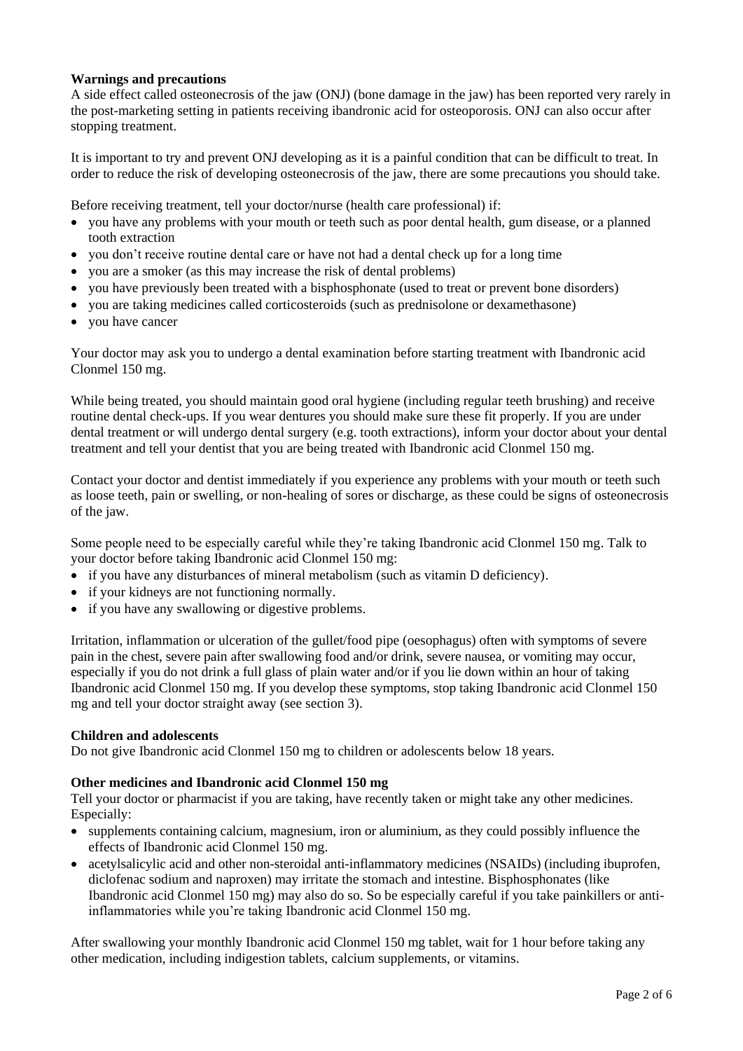**Warnings and precautions**

A side effect called osteonecrosis of the jaw (ONJ) (bone damage in the jaw) has been reported very rarely in the post-marketing setting in patients receiving ibandronic acid for osteoporosis. ONJ can also occur after stopping treatment.

It is important to try and prevent ONJ developing as it is a painful condition that can be difficult to treat. In order to reduce the risk of developing osteonecrosis of the jaw, there are some precautions you should take.

Before receiving treatment, tell your doctor/nurse (health care professional) if:

- you have any problems with your mouth or teeth such as poor dental health, gum disease, or a planned tooth extraction
- you don't receive routine dental care or have not had a dental check up for a long time
- you are a smoker (as this may increase the risk of dental problems)
- you have previously been treated with a bisphosphonate (used to treat or prevent bone disorders)
- you are taking medicines called corticosteroids (such as prednisolone or dexamethasone)
- you have cancer

Your doctor may ask you to undergo a dental examination before starting treatment with Ibandronic acid Clonmel 150 mg.

While being treated, you should maintain good oral hygiene (including regular teeth brushing) and receive routine dental check-ups. If you wear dentures you should make sure these fit properly. If you are under dental treatment or will undergo dental surgery (e.g. tooth extractions), inform your doctor about your dental treatment and tell your dentist that you are being treated with Ibandronic acid Clonmel 150 mg.

Contact your doctor and dentist immediately if you experience any problems with your mouth or teeth such as loose teeth, pain or swelling, or non-healing of sores or discharge, as these could be signs of osteonecrosis of the jaw.

Some people need to be especially careful while they're taking Ibandronic acid Clonmel 150 mg. Talk to your doctor before taking Ibandronic acid Clonmel 150 mg:

- if you have any disturbances of mineral metabolism (such as vitamin D deficiency).
- if your kidneys are not functioning normally.
- if you have any swallowing or digestive problems.

Irritation, inflammation or ulceration of the gullet/food pipe (oesophagus) often with symptoms of severe pain in the chest, severe pain after swallowing food and/or drink, severe nausea, or vomiting may occur, especially if you do not drink a full glass of plain water and/or if you lie down within an hour of taking Ibandronic acid Clonmel 150 mg. If you develop these symptoms, stop taking Ibandronic acid Clonmel 150 mg and tell your doctor straight away (see section 3).

**Children and adolescents**

Do not give Ibandronic acid Clonmel 150 mg to children or adolescents below 18 years.

**Other medicines and Ibandronic acid Clonmel 150 mg**

Tell your doctor or pharmacist if you are taking, have recently taken or might take any other medicines. Especially:

- supplements containing calcium, magnesium, iron or aluminium, as they could possibly influence the effects of Ibandronic acid Clonmel 150 mg.
- acetylsalicylic acid and other non-steroidal anti-inflammatory medicines (NSAIDs) (including ibuprofen, diclofenac sodium and naproxen) may irritate the stomach and intestine. Bisphosphonates (like Ibandronic acid Clonmel 150 mg) may also do so. So be especially careful if you take painkillers or anti-inflammatories while you're taking Ibandronic acid Clonmel 150 mg.

After swallowing your monthly Ibandronic acid Clonmel 150 mg tablet, wait for 1 hour before taking any other medication, including indigestion tablets, calcium supplements, or vitamins.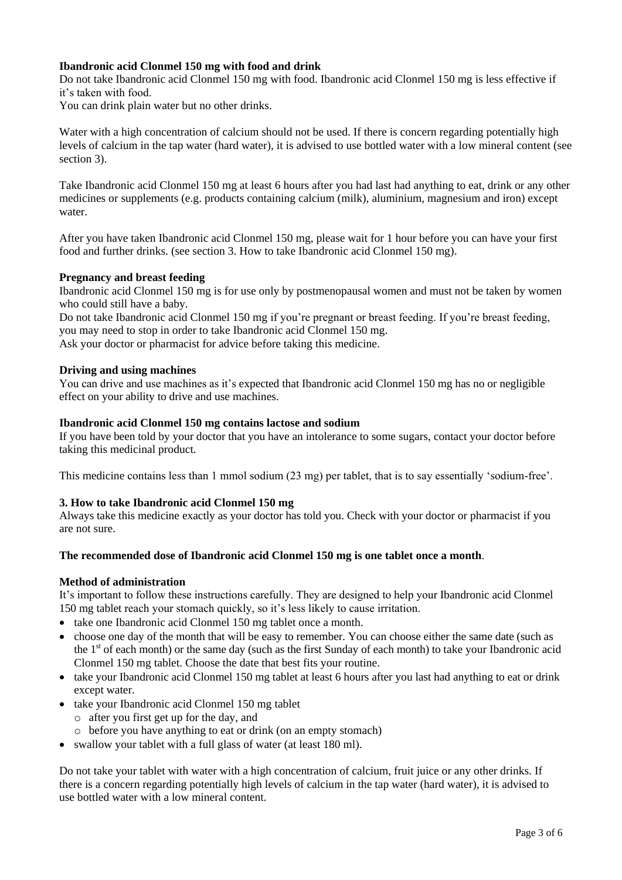**Ibandronic acid Clonmel 150 mg with food and drink**

Do not take Ibandronic acid Clonmel 150 mg with food. Ibandronic acid Clonmel 150 mg is less effective if it's taken with food.

You can drink plain water but no other drinks.

Water with a high concentration of calcium should not be used. If there is concern regarding potentially high levels of calcium in the tap water (hard water), it is advised to use bottled water with a low mineral content (see section 3).

Take Ibandronic acid Clonmel 150 mg at least 6 hours after you had last had anything to eat, drink or any other medicines or supplements (e.g. products containing calcium (milk), aluminium, magnesium and iron) except water.

After you have taken Ibandronic acid Clonmel 150 mg, please wait for 1 hour before you can have your first food and further drinks. (see section 3. How to take Ibandronic acid Clonmel 150 mg).

**Pregnancy and breast feeding**

Ibandronic acid Clonmel 150 mg is for use only by postmenopausal women and must not be taken by women who could still have a baby.

Do not take Ibandronic acid Clonmel 150 mg if you're pregnant or breast feeding. If you're breast feeding, you may need to stop in order to take Ibandronic acid Clonmel 150 mg.

Ask your doctor or pharmacist for advice before taking this medicine.

**Driving and using machines**

You can drive and use machines as it's expected that Ibandronic acid Clonmel 150 mg has no or negligible effect on your ability to drive and use machines.

**Ibandronic acid Clonmel 150 mg contains lactose and sodium**

If you have been told by your doctor that you have an intolerance to some sugars, contact your doctor before taking this medicinal product.

This medicine contains less than 1 mmol sodium (23 mg) per tablet, that is to say essentially 'sodium-free'.

## 3. How to take Ibandronic acid Clonmel 150 mg

Always take this medicine exactly as your doctor has told you. Check with your doctor or pharmacist if you are not sure.

**The recommended dose of Ibandronic acid Clonmel 150 mg is one tablet once a month**.

**Method of administration**

It's important to follow these instructions carefully. They are designed to help your Ibandronic acid Clonmel 150 mg tablet reach your stomach quickly, so it's less likely to cause irritation.

- take one Ibandronic acid Clonmel 150 mg tablet once a month.
- choose one day of the month that will be easy to remember. You can choose either the same date (such as the 1st of each month) or the same day (such as the first Sunday of each month) to take your Ibandronic acid Clonmel 150 mg tablet. Choose the date that best fits your routine.
- take your Ibandronic acid Clonmel 150 mg tablet at least 6 hours after you last had anything to eat or drink except water.
- take your Ibandronic acid Clonmel 150 mg tablet
  - after you first get up for the day, and
  - before you have anything to eat or drink (on an empty stomach)
- swallow your tablet with a full glass of water (at least 180 ml).

Do not take your tablet with water with a high concentration of calcium, fruit juice or any other drinks. If there is a concern regarding potentially high levels of calcium in the tap water (hard water), it is advised to use bottled water with a low mineral content.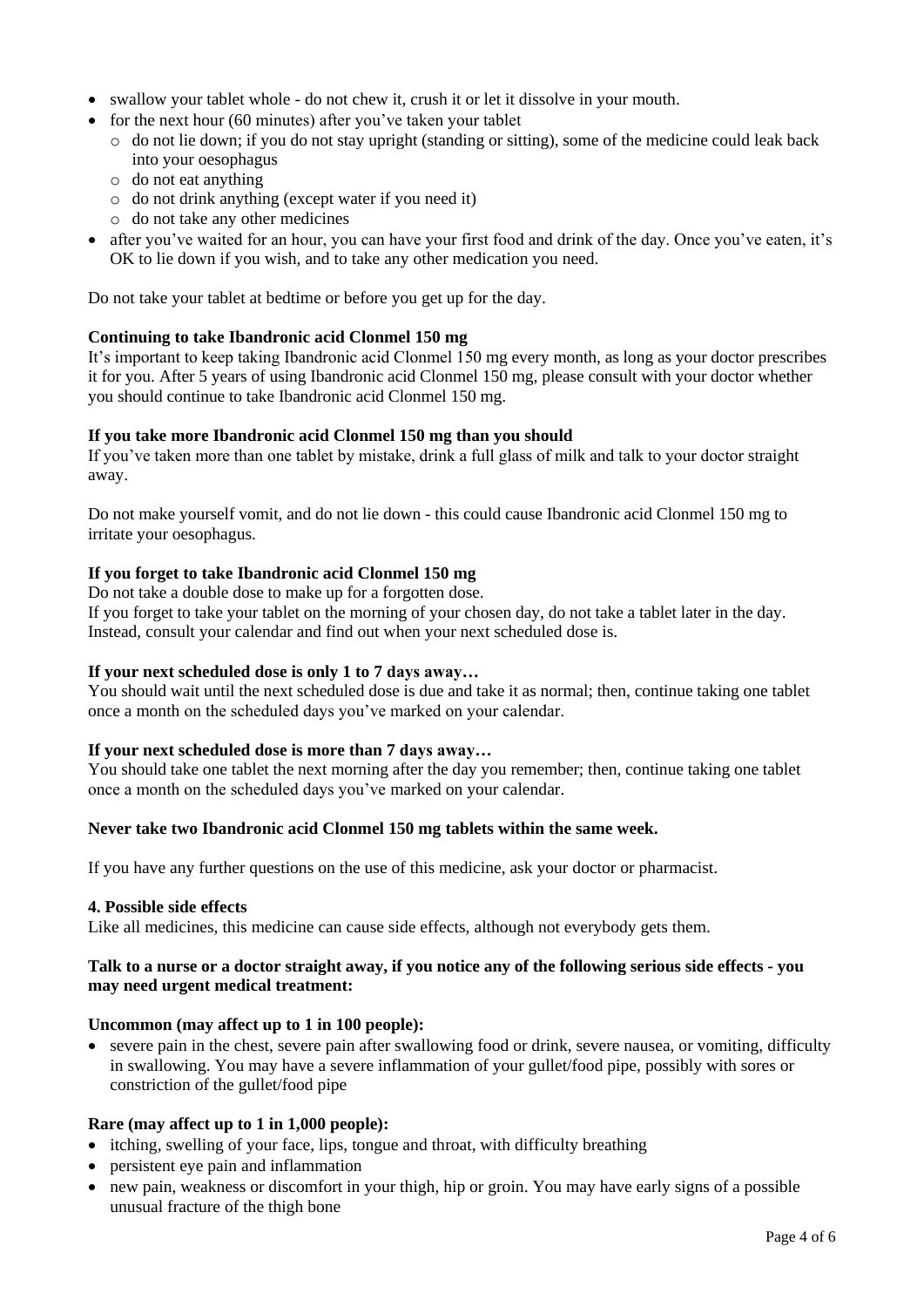- swallow your tablet whole - do not chew it, crush it or let it dissolve in your mouth.
- for the next hour (60 minutes) after you've taken your tablet
  - do not lie down; if you do not stay upright (standing or sitting), some of the medicine could leak back into your oesophagus
  - do not eat anything
  - do not drink anything (except water if you need it)
  - do not take any other medicines
- after you've waited for an hour, you can have your first food and drink of the day. Once you've eaten, it's OK to lie down if you wish, and to take any other medication you need.

Do not take your tablet at bedtime or before you get up for the day.

**Continuing to take Ibandronic acid Clonmel 150 mg**

It's important to keep taking Ibandronic acid Clonmel 150 mg every month, as long as your doctor prescribes it for you. After 5 years of using Ibandronic acid Clonmel 150 mg, please consult with your doctor whether you should continue to take Ibandronic acid Clonmel 150 mg.

**If you take more Ibandronic acid Clonmel 150 mg than you should**

If you've taken more than one tablet by mistake, drink a full glass of milk and talk to your doctor straight away.

Do not make yourself vomit, and do not lie down - this could cause Ibandronic acid Clonmel 150 mg to irritate your oesophagus.

**If you forget to take Ibandronic acid Clonmel 150 mg**

Do not take a double dose to make up for a forgotten dose.
If you forget to take your tablet on the morning of your chosen day, do not take a tablet later in the day. Instead, consult your calendar and find out when your next scheduled dose is.

**If your next scheduled dose is only 1 to 7 days away…**

You should wait until the next scheduled dose is due and take it as normal; then, continue taking one tablet once a month on the scheduled days you've marked on your calendar.

**If your next scheduled dose is more than 7 days away…**

You should take one tablet the next morning after the day you remember; then, continue taking one tablet once a month on the scheduled days you've marked on your calendar.

**Never take two Ibandronic acid Clonmel 150 mg tablets within the same week.**

If you have any further questions on the use of this medicine, ask your doctor or pharmacist.

## 4. Possible side effects

Like all medicines, this medicine can cause side effects, although not everybody gets them.

**Talk to a nurse or a doctor straight away, if you notice any of the following serious side effects - you may need urgent medical treatment:**

**Uncommon (may affect up to 1 in 100 people):**

- severe pain in the chest, severe pain after swallowing food or drink, severe nausea, or vomiting, difficulty in swallowing. You may have a severe inflammation of your gullet/food pipe, possibly with sores or constriction of the gullet/food pipe

**Rare (may affect up to 1 in 1,000 people):**

- itching, swelling of your face, lips, tongue and throat, with difficulty breathing
- persistent eye pain and inflammation
- new pain, weakness or discomfort in your thigh, hip or groin. You may have early signs of a possible unusual fracture of the thigh bone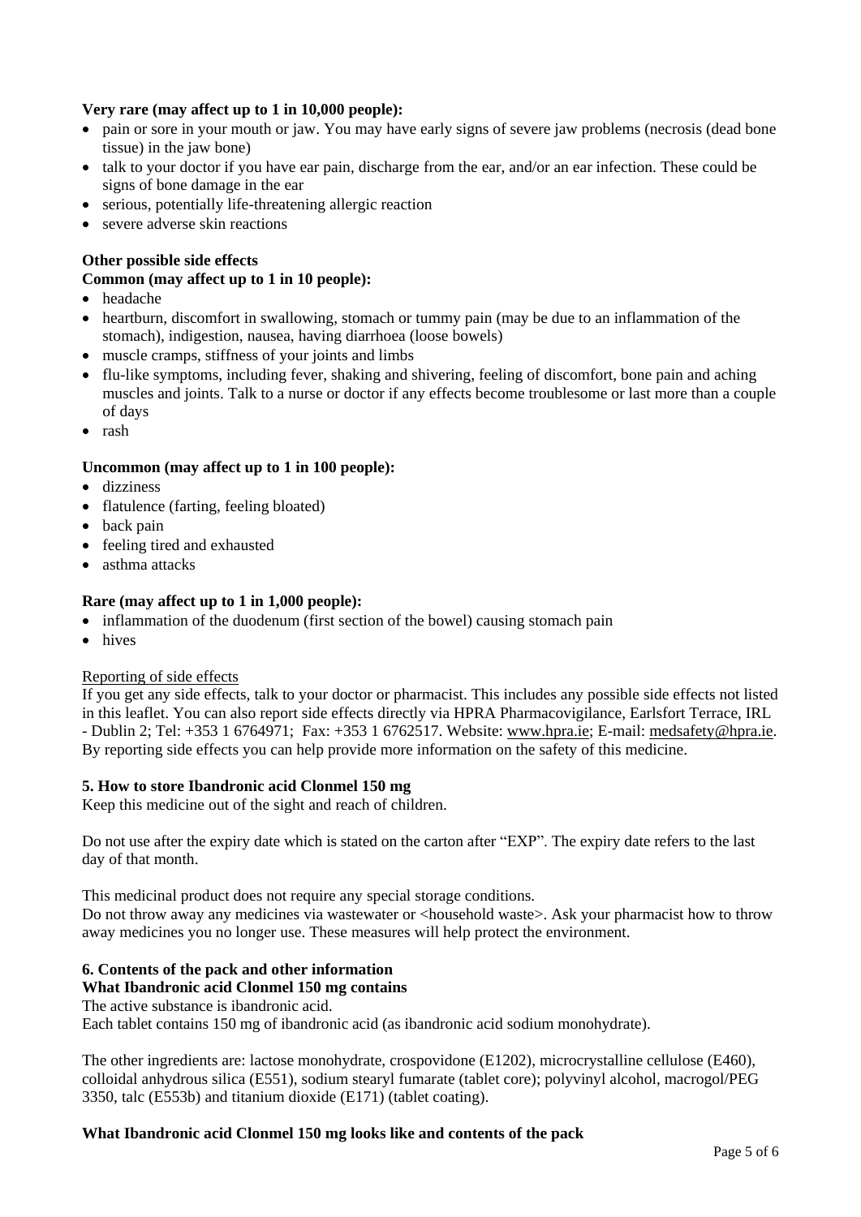**Very rare (may affect up to 1 in 10,000 people):**

- pain or sore in your mouth or jaw. You may have early signs of severe jaw problems (necrosis (dead bone tissue) in the jaw bone)
- talk to your doctor if you have ear pain, discharge from the ear, and/or an ear infection. These could be signs of bone damage in the ear
- serious, potentially life-threatening allergic reaction
- severe adverse skin reactions

**Other possible side effects**

**Common (may affect up to 1 in 10 people):**

- headache
- heartburn, discomfort in swallowing, stomach or tummy pain (may be due to an inflammation of the stomach), indigestion, nausea, having diarrhoea (loose bowels)
- muscle cramps, stiffness of your joints and limbs
- flu-like symptoms, including fever, shaking and shivering, feeling of discomfort, bone pain and aching muscles and joints. Talk to a nurse or doctor if any effects become troublesome or last more than a couple of days
- rash

**Uncommon (may affect up to 1 in 100 people):**

- dizziness
- flatulence (farting, feeling bloated)
- back pain
- feeling tired and exhausted
- asthma attacks

**Rare (may affect up to 1 in 1,000 people):**

- inflammation of the duodenum (first section of the bowel) causing stomach pain
- hives

Reporting of side effects

If you get any side effects, talk to your doctor or pharmacist. This includes any possible side effects not listed in this leaflet. You can also report side effects directly via HPRA Pharmacovigilance, Earlsfort Terrace, IRL - Dublin 2; Tel: +353 1 6764971; Fax: +353 1 6762517. Website: www.hpra.ie; E-mail: medsafety@hpra.ie. By reporting side effects you can help provide more information on the safety of this medicine.

**5. How to store Ibandronic acid Clonmel 150 mg**

Keep this medicine out of the sight and reach of children.

Do not use after the expiry date which is stated on the carton after "EXP". The expiry date refers to the last day of that month.

This medicinal product does not require any special storage conditions.
Do not throw away any medicines via wastewater or <household waste>. Ask your pharmacist how to throw away medicines you no longer use. These measures will help protect the environment.

**6. Contents of the pack and other information**

**What Ibandronic acid Clonmel 150 mg contains**

The active substance is ibandronic acid.
Each tablet contains 150 mg of ibandronic acid (as ibandronic acid sodium monohydrate).

The other ingredients are: lactose monohydrate, crospovidone (E1202), microcrystalline cellulose (E460), colloidal anhydrous silica (E551), sodium stearyl fumarate (tablet core); polyvinyl alcohol, macrogol/PEG 3350, talc (E553b) and titanium dioxide (E171) (tablet coating).

**What Ibandronic acid Clonmel 150 mg looks like and contents of the pack**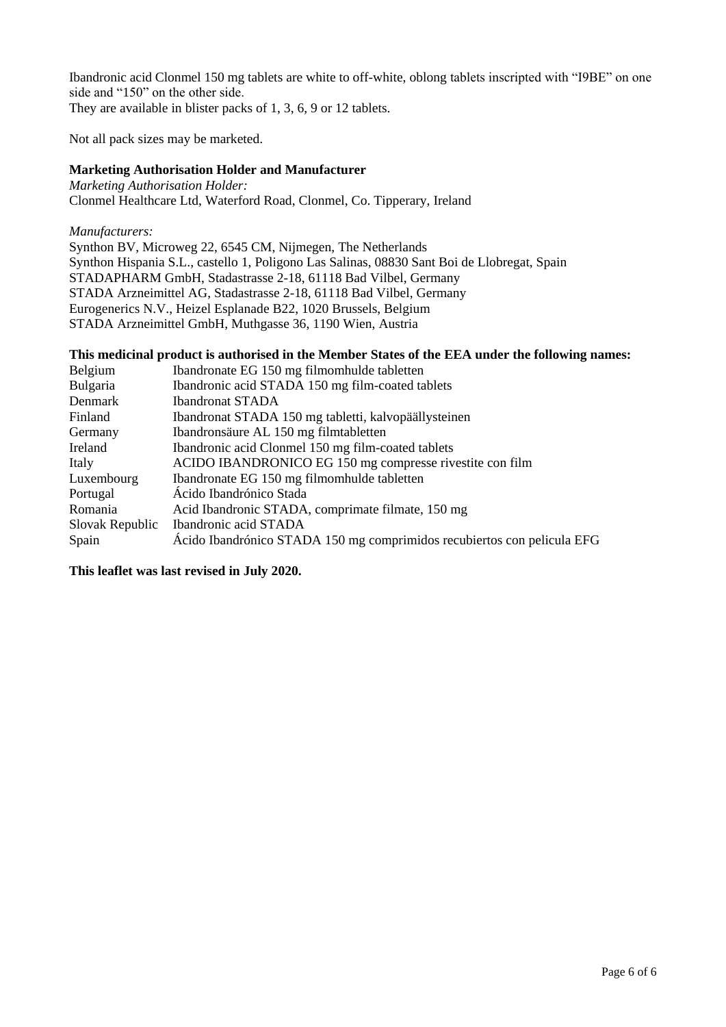Ibandronic acid Clonmel 150 mg tablets are white to off-white, oblong tablets inscripted with "I9BE" on one side and "150" on the other side.
They are available in blister packs of 1, 3, 6, 9 or 12 tablets.

Not all pack sizes may be marketed.

**Marketing Authorisation Holder and Manufacturer**

*Marketing Authorisation Holder:*
Clonmel Healthcare Ltd, Waterford Road, Clonmel, Co. Tipperary, Ireland

*Manufacturers:*
Synthon BV, Microweg 22, 6545 CM, Nijmegen, The Netherlands
Synthon Hispania S.L., castello 1, Poligono Las Salinas, 08830 Sant Boi de Llobregat, Spain
STADAPHARM GmbH, Stadastrasse 2-18, 61118 Bad Vilbel, Germany
STADA Arzneimittel AG, Stadastrasse 2-18, 61118 Bad Vilbel, Germany
Eurogenerics N.V., Heizel Esplanade B22, 1020 Brussels, Belgium
STADA Arzneimittel GmbH, Muthgasse 36, 1190 Wien, Austria

**This medicinal product is authorised in the Member States of the EEA under the following names:**

| | |
|---|---|
| Belgium | Ibandronate EG 150 mg filmomhulde tabletten |
| Bulgaria | Ibandronic acid STADA 150 mg film-coated tablets |
| Denmark | Ibandronat STADA |
| Finland | Ibandronat STADA 150 mg tabletti, kalvopäällysteinen |
| Germany | Ibandronsäure AL 150 mg filmtabletten |
| Ireland | Ibandronic acid Clonmel 150 mg film-coated tablets |
| Italy | ACIDO IBANDRONICO EG 150 mg compresse rivestite con film |
| Luxembourg | Ibandronate EG 150 mg filmomhulde tabletten |
| Portugal | Ácido Ibandrónico Stada |
| Romania | Acid Ibandronic STADA, comprimate filmate, 150 mg |
| Slovak Republic | Ibandronic acid STADA |
| Spain | Ácido Ibandrónico STADA 150 mg comprimidos recubiertos con pelicula EFG |

**This leaflet was last revised in July 2020.**